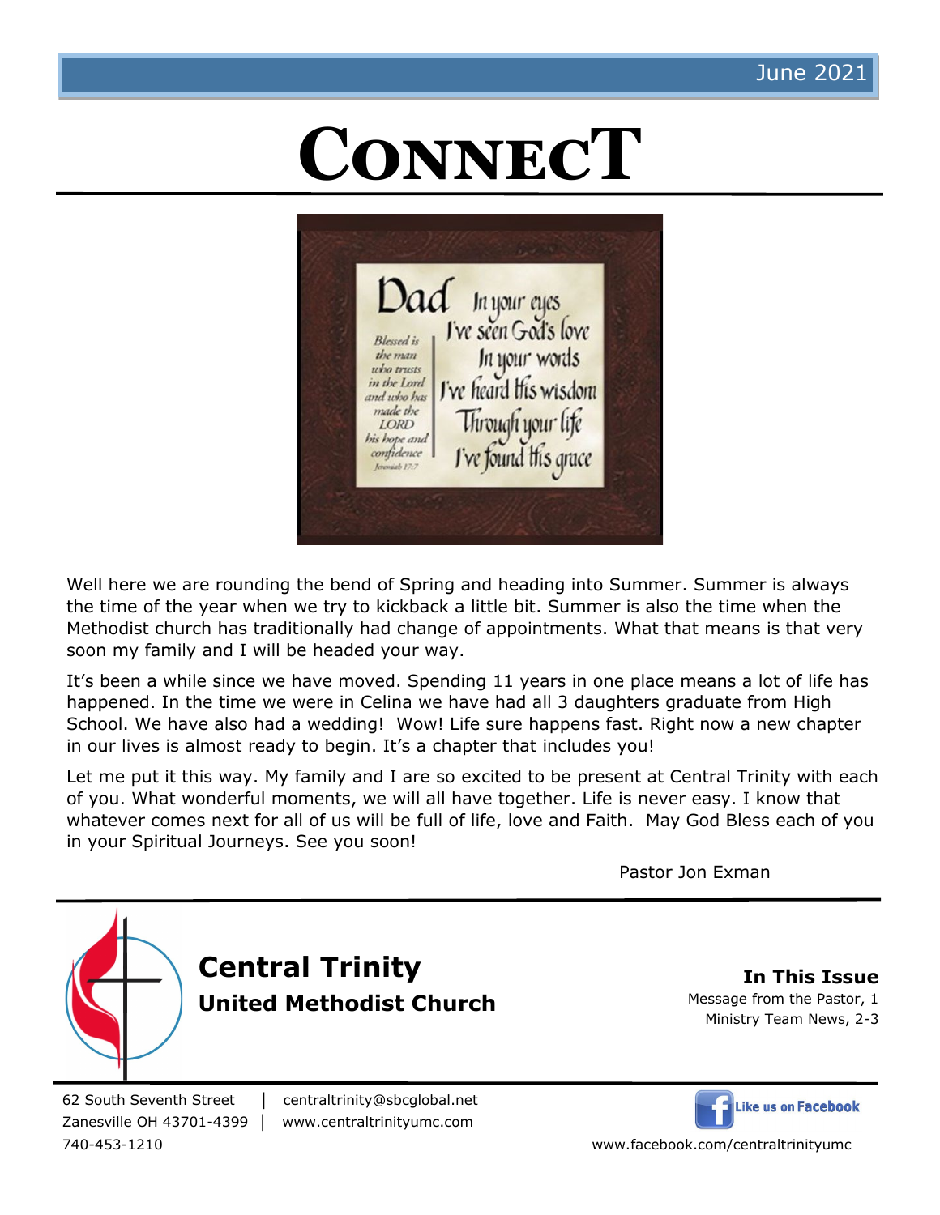June 2021

# CONNECT

Well here we are rounding the bend of Spring and heading into Summer. Summer is always the time of the year when we try to kickback a little bit. Summer is also the time when the Methodist church has traditionally had change of appointments. What that means is that very soon my family and I will be headed your way.

It's been a while since we have moved. Spending 11 years in one place means a lot of life has happened. In the time we were in Celina we have had all 3 daughters graduate from High School. We have also had a wedding! Wow! Life sure happens fast. Right now a new chapter in our lives is almost ready to begin. It's a chapter that includes you!

Let me put it this way. My family and I are so excited to be present at Central Trinity with each of you. What wonderful moments, we will all have together. Life is never easy. I know that whatever comes next for all of us will be full of life, love and Faith. May God Bless each of you in your Spiritual Journeys. See you soon!

Pastor Jon Exman

## Central Trinity
### United Methodist Church

**In This Issue**

Message from the Pastor, 1
Ministry Team News, 2-3

62 South Seventh Street | centraltrinity@sbcglobal.net
Zanesville OH 43701-4399 | www.centraltrinityumc.com
740-453-1210

Like us on Facebook
www.facebook.com/centraltrinityumc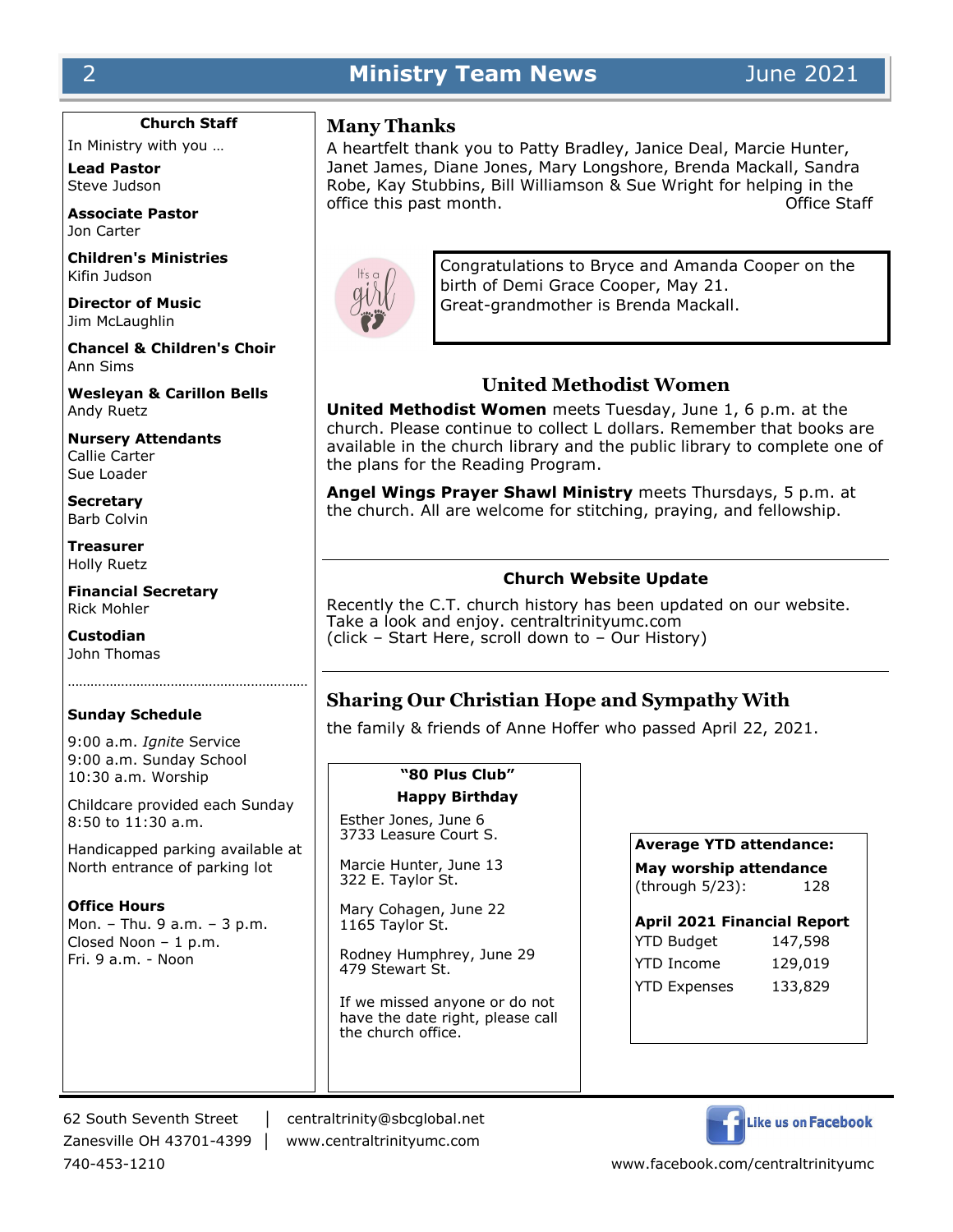### Church Staff

In Ministry with you …

**Lead Pastor**
Steve Judson

**Associate Pastor**
Jon Carter

**Children's Ministries**
Kifin Judson

**Director of Music**
Jim McLaughlin

**Chancel & Children's Choir**
Ann Sims

**Wesleyan & Carillon Bells**
Andy Ruetz

**Nursery Attendants**
Callie Carter
Sue Loader

**Secretary**
Barb Colvin

**Treasurer**
Holly Ruetz

**Financial Secretary**
Rick Mohler

**Custodian**
John Thomas

**Sunday Schedule**

9:00 a.m. *Ignite* Service
9:00 a.m. Sunday School
10:30 a.m. Worship

Childcare provided each Sunday 8:50 to 11:30 a.m.

Handicapped parking available at North entrance of parking lot

**Office Hours**
Mon. – Thu. 9 a.m. – 3 p.m.
Closed Noon – 1 p.m.
Fri. 9 a.m. - Noon

## Many Thanks

A heartfelt thank you to Patty Bradley, Janice Deal, Marcie Hunter, Janet James, Diane Jones, Mary Longshore, Brenda Mackall, Sandra Robe, Kay Stubbins, Bill Williamson & Sue Wright for helping in the office this past month. Office Staff

Congratulations to Bryce and Amanda Cooper on the birth of Demi Grace Cooper, May 21. Great-grandmother is Brenda Mackall.

## United Methodist Women

**United Methodist Women** meets Tuesday, June 1, 6 p.m. at the church. Please continue to collect L dollars. Remember that books are available in the church library and the public library to complete one of the plans for the Reading Program.

**Angel Wings Prayer Shawl Ministry** meets Thursdays, 5 p.m. at the church. All are welcome for stitching, praying, and fellowship.

### Church Website Update

Recently the C.T. church history has been updated on our website. Take a look and enjoy. centraltrinityumc.com
(click – Start Here, scroll down to – Our History)

## Sharing Our Christian Hope and Sympathy With

the family & friends of Anne Hoffer who passed April 22, 2021.

### "80 Plus Club" Happy Birthday

Esther Jones, June 6
3733 Leasure Court S.

Marcie Hunter, June 13
322 E. Taylor St.

Mary Cohagen, June 22
1165 Taylor St.

Rodney Humphrey, June 29
479 Stewart St.

If we missed anyone or do not have the date right, please call the church office.

**Average YTD attendance:**

**May worship attendance**
(through 5/23): 128

**April 2021 Financial Report**

| | |
|---|---|
| YTD Budget | 147,598 |
| YTD Income | 129,019 |
| YTD Expenses | 133,829 |

62 South Seventh Street | centraltrinity@sbcglobal.net
Zanesville OH 43701-4399 | www.centraltrinityumc.com
740-453-1210

Like us on Facebook
www.facebook.com/centraltrinityumc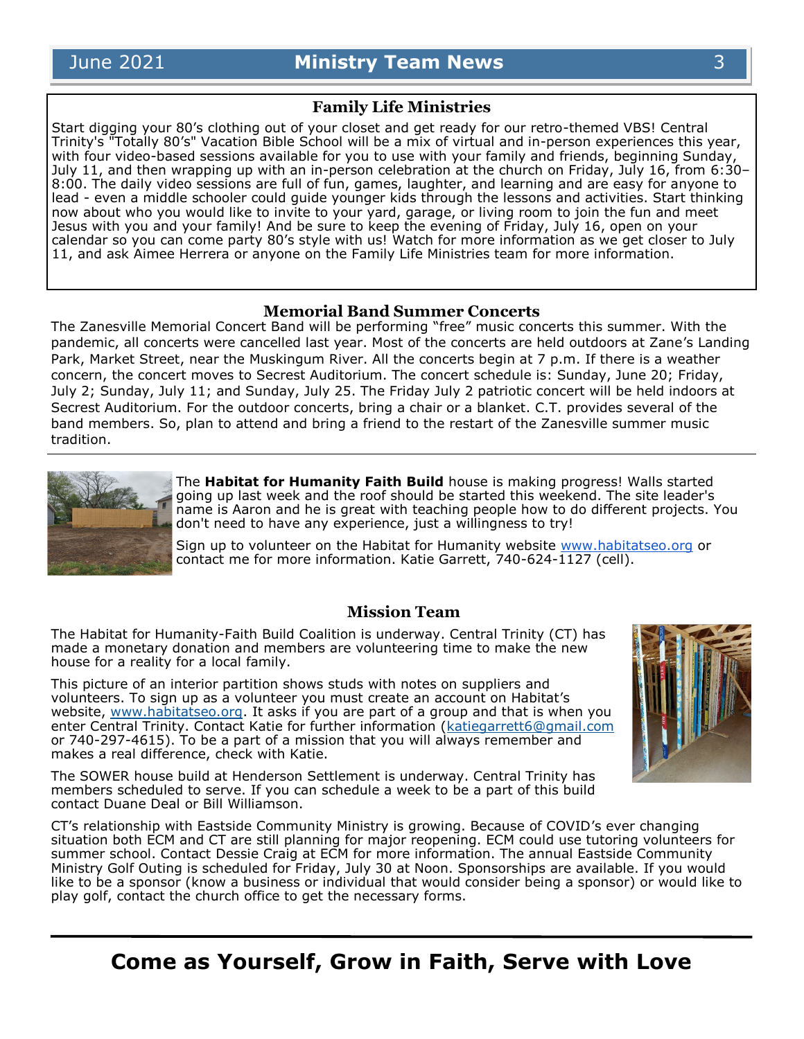## Family Life Ministries

Start digging your 80's clothing out of your closet and get ready for our retro-themed VBS! Central Trinity's "Totally 80's" Vacation Bible School will be a mix of virtual and in-person experiences this year, with four video-based sessions available for you to use with your family and friends, beginning Sunday, July 11, and then wrapping up with an in-person celebration at the church on Friday, July 16, from 6:30–8:00. The daily video sessions are full of fun, games, laughter, and learning and are easy for anyone to lead - even a middle schooler could guide younger kids through the lessons and activities. Start thinking now about who you would like to invite to your yard, garage, or living room to join the fun and meet Jesus with you and your family! And be sure to keep the evening of Friday, July 16, open on your calendar so you can come party 80's style with us! Watch for more information as we get closer to July 11, and ask Aimee Herrera or anyone on the Family Life Ministries team for more information.

## Memorial Band Summer Concerts

The Zanesville Memorial Concert Band will be performing "free" music concerts this summer. With the pandemic, all concerts were cancelled last year. Most of the concerts are held outdoors at Zane's Landing Park, Market Street, near the Muskingum River. All the concerts begin at 7 p.m. If there is a weather concern, the concert moves to Secrest Auditorium. The concert schedule is: Sunday, June 20; Friday, July 2; Sunday, July 11; and Sunday, July 25. The Friday July 2 patriotic concert will be held indoors at Secrest Auditorium. For the outdoor concerts, bring a chair or a blanket. C.T. provides several of the band members. So, plan to attend and bring a friend to the restart of the Zanesville summer music tradition.

---

The **Habitat for Humanity Faith Build** house is making progress! Walls started going up last week and the roof should be started this weekend. The site leader's name is Aaron and he is great with teaching people how to do different projects. You don't need to have any experience, just a willingness to try!

Sign up to volunteer on the Habitat for Humanity website www.habitatseo.org or contact me for more information. Katie Garrett, 740-624-1127 (cell).

## Mission Team

The Habitat for Humanity-Faith Build Coalition is underway. Central Trinity (CT) has made a monetary donation and members are volunteering time to make the new house for a reality for a local family.

This picture of an interior partition shows studs with notes on suppliers and volunteers. To sign up as a volunteer you must create an account on Habitat's website, www.habitatseo.org. It asks if you are part of a group and that is when you enter Central Trinity. Contact Katie for further information (katiegarrett6@gmail.com or 740-297-4615). To be a part of a mission that you will always remember and makes a real difference, check with Katie.

The SOWER house build at Henderson Settlement is underway. Central Trinity has members scheduled to serve. If you can schedule a week to be a part of this build contact Duane Deal or Bill Williamson.

CT's relationship with Eastside Community Ministry is growing. Because of COVID's ever changing situation both ECM and CT are still planning for major reopening. ECM could use tutoring volunteers for summer school. Contact Dessie Craig at ECM for more information. The annual Eastside Community Ministry Golf Outing is scheduled for Friday, July 30 at Noon. Sponsorships are available. If you would like to be a sponsor (know a business or individual that would consider being a sponsor) or would like to play golf, contact the church office to get the necessary forms.

---

# Come as Yourself, Grow in Faith, Serve with Love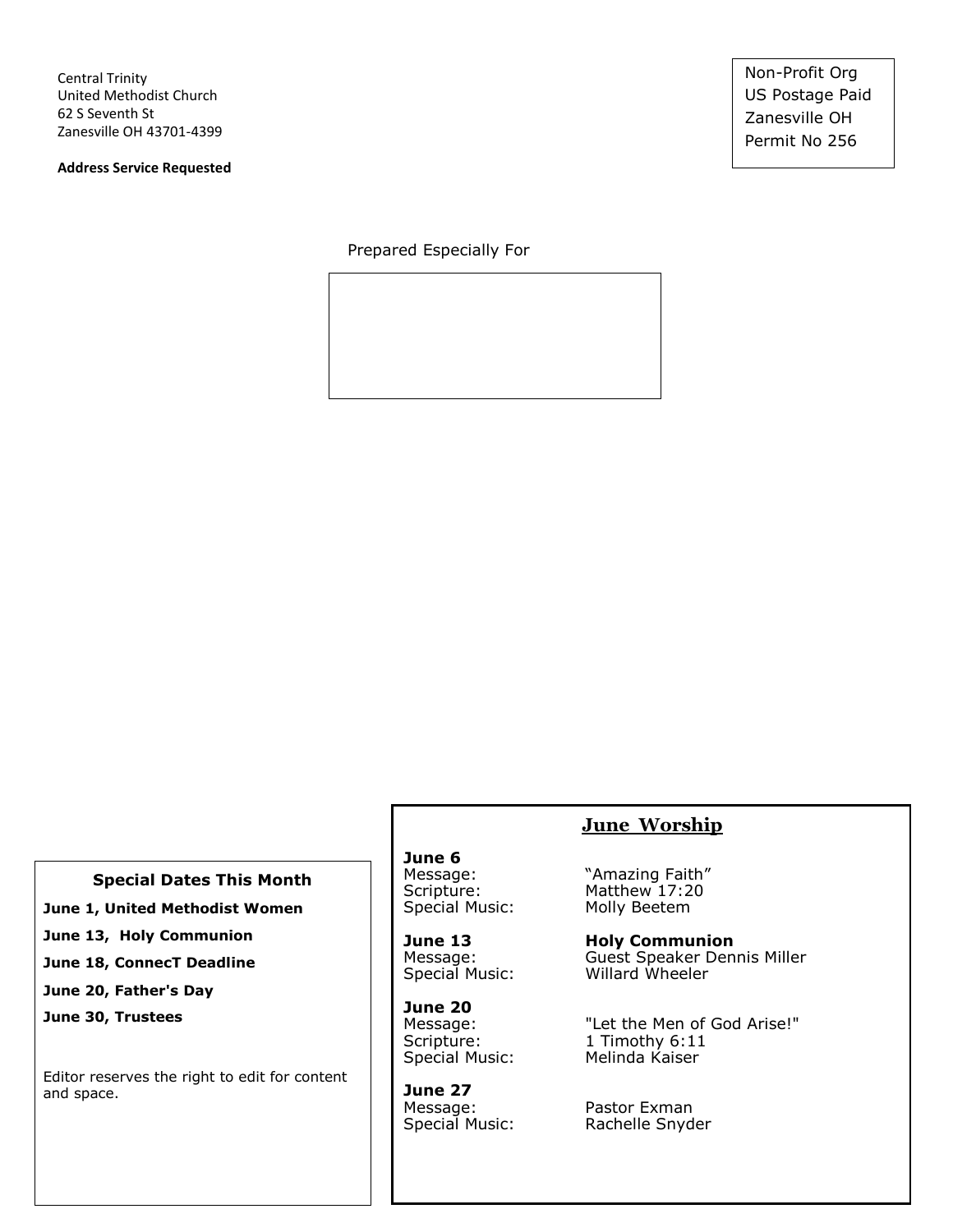Central Trinity
United Methodist Church
62 S Seventh St
Zanesville OH 43701-4399

**Address Service Requested**

Non-Profit Org
US Postage Paid
Zanesville OH
Permit No 256

Prepared Especially For

### Special Dates This Month

**June 1, United Methodist Women**

**June 13, Holy Communion**

**June 18, ConnecT Deadline**

**June 20, Father's Day**

**June 30, Trustees**

Editor reserves the right to edit for content and space.

## June Worship

**June 6**
Message: "Amazing Faith"
Scripture: Matthew 17:20
Special Music: Molly Beetem

**June 13** **Holy Communion**
Message: Guest Speaker Dennis Miller
Special Music: Willard Wheeler

**June 20**
Message: "Let the Men of God Arise!"
Scripture: 1 Timothy 6:11
Special Music: Melinda Kaiser

**June 27**
Message: Pastor Exman
Special Music: Rachelle Snyder